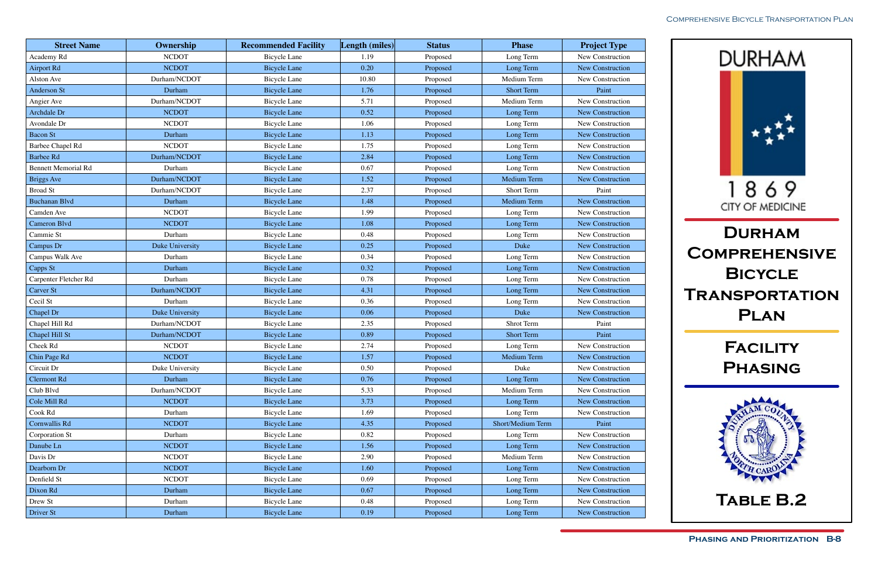| Street Name | Ownership | Recommended Facility | Length (miles) | Status | Phase | Project Type |
|---|---|---|---|---|---|---|
| Academy Rd | NCDOT | Bicycle Lane | 1.19 | Proposed | Long Term | New Construction |
| Airport Rd | NCDOT | Bicycle Lane | 0.20 | Proposed | Long Term | New Construction |
| Alston Ave | Durham/NCDOT | Bicycle Lane | 10.80 | Proposed | Medium Term | New Construction |
| Anderson St | Durham | Bicycle Lane | 1.76 | Proposed | Short Term | Paint |
| Angier Ave | Durham/NCDOT | Bicycle Lane | 5.71 | Proposed | Medium Term | New Construction |
| Archdale Dr | NCDOT | Bicycle Lane | 0.52 | Proposed | Long Term | New Construction |
| Avondale Dr | NCDOT | Bicycle Lane | 1.06 | Proposed | Long Term | New Construction |
| Bacon St | Durham | Bicycle Lane | 1.13 | Proposed | Long Term | New Construction |
| Barbee Chapel Rd | NCDOT | Bicycle Lane | 1.75 | Proposed | Long Term | New Construction |
| Barbee Rd | Durham/NCDOT | Bicycle Lane | 2.84 | Proposed | Long Term | New Construction |
| Bennett Memorial Rd | Durham | Bicycle Lane | 0.67 | Proposed | Long Term | New Construction |
| Briggs Ave | Durham/NCDOT | Bicycle Lane | 1.52 | Proposed | Medium Term | New Construction |
| Broad St | Durham/NCDOT | Bicycle Lane | 2.37 | Proposed | Short Term | Paint |
| Buchanan Blvd | Durham | Bicycle Lane | 1.48 | Proposed | Medium Term | New Construction |
| Camden Ave | NCDOT | Bicycle Lane | 1.99 | Proposed | Long Term | New Construction |
| Cameron Blvd | NCDOT | Bicycle Lane | 1.08 | Proposed | Long Term | New Construction |
| Cammie St | Durham | Bicycle Lane | 0.48 | Proposed | Long Term | New Construction |
| Campus Dr | Duke University | Bicycle Lane | 0.25 | Proposed | Duke | New Construction |
| Campus Walk Ave | Durham | Bicycle Lane | 0.34 | Proposed | Long Term | New Construction |
| Capps St | Durham | Bicycle Lane | 0.32 | Proposed | Long Term | New Construction |
| Carpenter Fletcher Rd | Durham | Bicycle Lane | 0.78 | Proposed | Long Term | New Construction |
| Carver St | Durham/NCDOT | Bicycle Lane | 4.31 | Proposed | Long Term | New Construction |
| Cecil St | Durham | Bicycle Lane | 0.36 | Proposed | Long Term | New Construction |
| Chapel Dr | Duke University | Bicycle Lane | 0.06 | Proposed | Duke | New Construction |
| Chapel Hill Rd | Durham/NCDOT | Bicycle Lane | 2.35 | Proposed | Shrot Term | Paint |
| Chapel Hill St | Durham/NCDOT | Bicycle Lane | 0.89 | Proposed | Short Term | Paint |
| Cheek Rd | NCDOT | Bicycle Lane | 2.74 | Proposed | Long Term | New Construction |
| Chin Page Rd | NCDOT | Bicycle Lane | 1.57 | Proposed | Medium Term | New Construction |
| Circuit Dr | Duke University | Bicycle Lane | 0.50 | Proposed | Duke | New Construction |
| Clermont Rd | Durham | Bicycle Lane | 0.76 | Proposed | Long Term | New Construction |
| Club Blvd | Durham/NCDOT | Bicycle Lane | 5.33 | Proposed | Medium Term | New Construction |
| Cole Mill Rd | NCDOT | Bicycle Lane | 3.73 | Proposed | Long Term | New Construction |
| Cook Rd | Durham | Bicycle Lane | 1.69 | Proposed | Long Term | New Construction |
| Cornwallis Rd | NCDOT | Bicycle Lane | 4.35 | Proposed | Short/Medium Term | Paint |
| Corporation St | Durham | Bicycle Lane | 0.82 | Proposed | Long Term | New Construction |
| Danube Ln | NCDOT | Bicycle Lane | 1.56 | Proposed | Long Term | New Construction |
| Davis Dr | NCDOT | Bicycle Lane | 2.90 | Proposed | Medium Term | New Construction |
| Dearborn Dr | NCDOT | Bicycle Lane | 1.60 | Proposed | Long Term | New Construction |
| Denfield St | NCDOT | Bicycle Lane | 0.69 | Proposed | Long Term | New Construction |
| Dixon Rd | Durham | Bicycle Lane | 0.67 | Proposed | Long Term | New Construction |
| Drew St | Durham | Bicycle Lane | 0.48 | Proposed | Long Term | New Construction |
| Driver St | Durham | Bicycle Lane | 0.19 | Proposed | Long Term | New Construction |

DURHAM

1869

CITY OF MEDICINE

# Durham Comprehensive Bicycle Transportation Plan

## Facility Phasing

DURHAM COUNTY NORTH CAROLINA

## Table B.2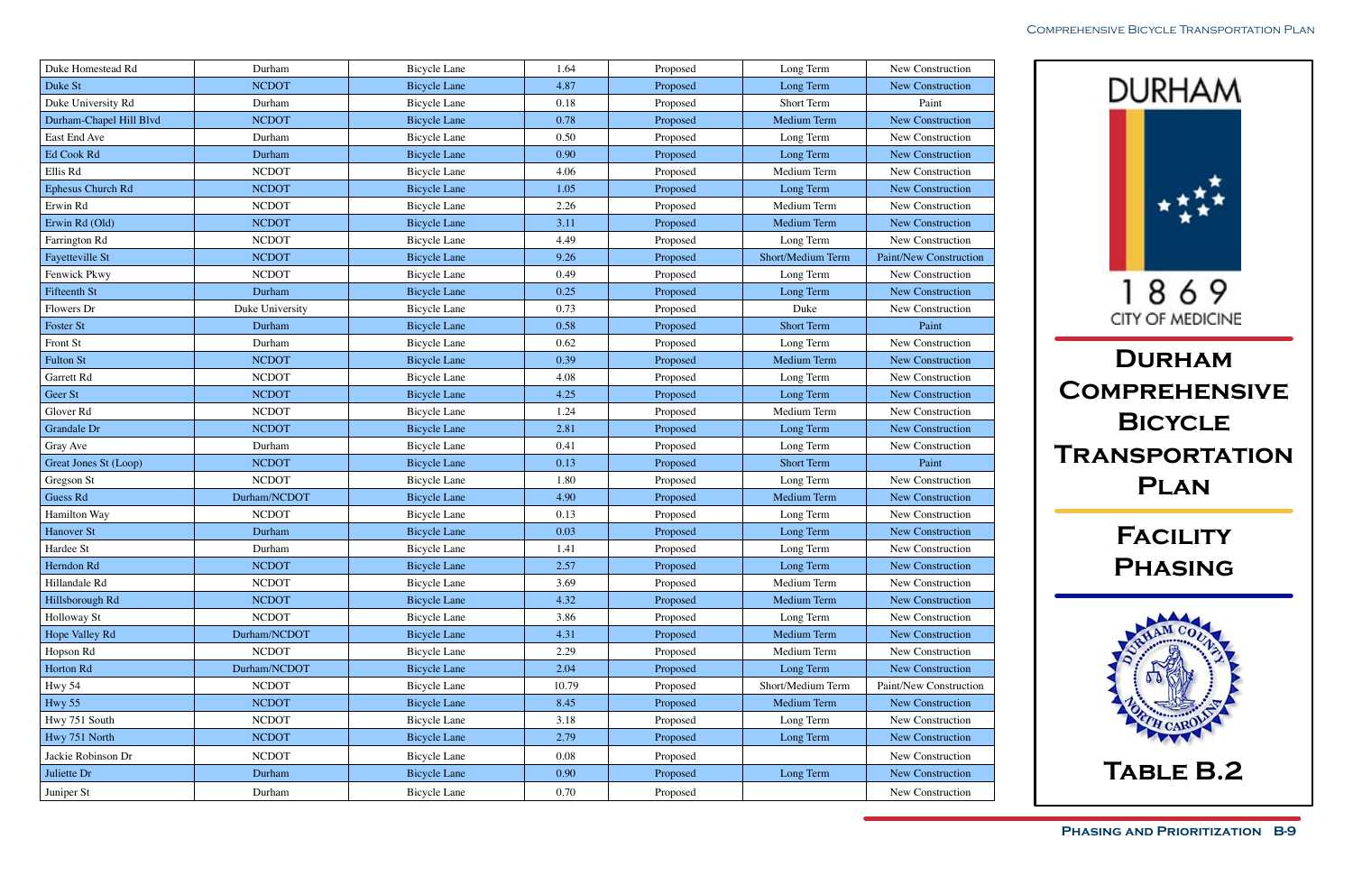| Duke Homestead Rd | Durham | Bicycle Lane | 1.64 | Proposed | Long Term | New Construction |
|---|---|---|---|---|---|---|
| Duke St | NCDOT | Bicycle Lane | 4.87 | Proposed | Long Term | New Construction |
| Duke University Rd | Durham | Bicycle Lane | 0.18 | Proposed | Short Term | Paint |
| Durham-Chapel Hill Blvd | NCDOT | Bicycle Lane | 0.78 | Proposed | Medium Term | New Construction |
| East End Ave | Durham | Bicycle Lane | 0.50 | Proposed | Long Term | New Construction |
| Ed Cook Rd | Durham | Bicycle Lane | 0.90 | Proposed | Long Term | New Construction |
| Ellis Rd | NCDOT | Bicycle Lane | 4.06 | Proposed | Medium Term | New Construction |
| Ephesus Church Rd | NCDOT | Bicycle Lane | 1.05 | Proposed | Long Term | New Construction |
| Erwin Rd | NCDOT | Bicycle Lane | 2.26 | Proposed | Medium Term | New Construction |
| Erwin Rd (Old) | NCDOT | Bicycle Lane | 3.11 | Proposed | Medium Term | New Construction |
| Farrington Rd | NCDOT | Bicycle Lane | 4.49 | Proposed | Long Term | New Construction |
| Fayetteville St | NCDOT | Bicycle Lane | 9.26 | Proposed | Short/Medium Term | Paint/New Construction |
| Fenwick Pkwy | NCDOT | Bicycle Lane | 0.49 | Proposed | Long Term | New Construction |
| Fifteenth St | Durham | Bicycle Lane | 0.25 | Proposed | Long Term | New Construction |
| Flowers Dr | Duke University | Bicycle Lane | 0.73 | Proposed | Duke | New Construction |
| Foster St | Durham | Bicycle Lane | 0.58 | Proposed | Short Term | Paint |
| Front St | Durham | Bicycle Lane | 0.62 | Proposed | Long Term | New Construction |
| Fulton St | NCDOT | Bicycle Lane | 0.39 | Proposed | Medium Term | New Construction |
| Garrett Rd | NCDOT | Bicycle Lane | 4.08 | Proposed | Long Term | New Construction |
| Geer St | NCDOT | Bicycle Lane | 4.25 | Proposed | Long Term | New Construction |
| Glover Rd | NCDOT | Bicycle Lane | 1.24 | Proposed | Medium Term | New Construction |
| Grandale Dr | NCDOT | Bicycle Lane | 2.81 | Proposed | Long Term | New Construction |
| Gray Ave | Durham | Bicycle Lane | 0.41 | Proposed | Long Term | New Construction |
| Great Jones St (Loop) | NCDOT | Bicycle Lane | 0.13 | Proposed | Short Term | Paint |
| Gregson St | NCDOT | Bicycle Lane | 1.80 | Proposed | Long Term | New Construction |
| Guess Rd | Durham/NCDOT | Bicycle Lane | 4.90 | Proposed | Medium Term | New Construction |
| Hamilton Way | NCDOT | Bicycle Lane | 0.13 | Proposed | Long Term | New Construction |
| Hanover St | Durham | Bicycle Lane | 0.03 | Proposed | Long Term | New Construction |
| Hardee St | Durham | Bicycle Lane | 1.41 | Proposed | Long Term | New Construction |
| Herndon Rd | NCDOT | Bicycle Lane | 2.57 | Proposed | Long Term | New Construction |
| Hillandale Rd | NCDOT | Bicycle Lane | 3.69 | Proposed | Medium Term | New Construction |
| Hillsborough Rd | NCDOT | Bicycle Lane | 4.32 | Proposed | Medium Term | New Construction |
| Holloway St | NCDOT | Bicycle Lane | 3.86 | Proposed | Long Term | New Construction |
| Hope Valley Rd | Durham/NCDOT | Bicycle Lane | 4.31 | Proposed | Medium Term | New Construction |
| Hopson Rd | NCDOT | Bicycle Lane | 2.29 | Proposed | Medium Term | New Construction |
| Horton Rd | Durham/NCDOT | Bicycle Lane | 2.04 | Proposed | Long Term | New Construction |
| Hwy 54 | NCDOT | Bicycle Lane | 10.79 | Proposed | Short/Medium Term | Paint/New Construction |
| Hwy 55 | NCDOT | Bicycle Lane | 8.45 | Proposed | Medium Term | New Construction |
| Hwy 751 South | NCDOT | Bicycle Lane | 3.18 | Proposed | Long Term | New Construction |
| Hwy 751 North | NCDOT | Bicycle Lane | 2.79 | Proposed | Long Term | New Construction |
| Jackie Robinson Dr | NCDOT | Bicycle Lane | 0.08 | Proposed | | New Construction |
| Juliette Dr | Durham | Bicycle Lane | 0.90 | Proposed | Long Term | New Construction |
| Juniper St | Durham | Bicycle Lane | 0.70 | Proposed | | New Construction |

DURHAM

1869 CITY OF MEDICINE

# Durham Comprehensive Bicycle Transportation Plan

## Facility Phasing

## Table B.2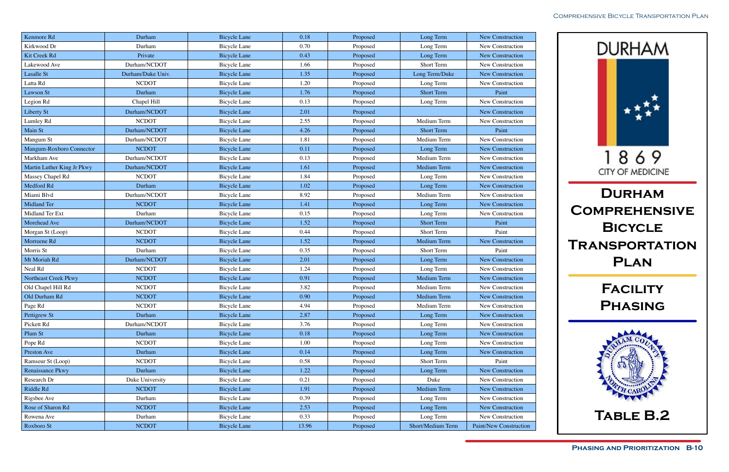| Kenmore Rd | Durham | Bicycle Lane | 0.18 | Proposed | Long Term | New Construction |
|---|---|---|---|---|---|---|
| Kirkwood Dr | Durham | Bicycle Lane | 0.70 | Proposed | Long Term | New Construction |
| Kit Creek Rd | Private | Bicycle Lane | 0.43 | Proposed | Long Term | New Construction |
| Lakewood Ave | Durham/NCDOT | Bicycle Lane | 1.66 | Proposed | Short Term | New Construction |
| Lasalle St | Durham/Duke Univ. | Bicycle Lane | 1.35 | Proposed | Long Term/Duke | New Construction |
| Latta Rd | NCDOT | Bicycle Lane | 1.20 | Proposed | Long Term | New Construction |
| Lawson St | Durham | Bicycle Lane | 1.76 | Proposed | Short Term | Paint |
| Legion Rd | Chapel Hill | Bicycle Lane | 0.13 | Proposed | Long Term | New Construction |
| Liberty St | Durham/NCDOT | Bicycle Lane | 2.01 | Proposed | | New Construction |
| Lumley Rd | NCDOT | Bicycle Lane | 2.55 | Proposed | Medium Term | New Construction |
| Main St | Durham/NCDOT | Bicycle Lane | 4.26 | Proposed | Short Term | Paint |
| Mangum St | Durham/NCDOT | Bicycle Lane | 1.81 | Proposed | Medium Term | New Construction |
| Mangum-Roxboro Connector | NCDOT | Bicycle Lane | 0.11 | Proposed | Long Term | New Construction |
| Markham Ave | Durham/NCDOT | Bicycle Lane | 0.13 | Proposed | Medium Term | New Construction |
| Martin Luther King Jr Pkwy | Durham/NCDOT | Bicycle Lane | 1.61 | Proposed | Medium Term | New Construction |
| Massey Chapel Rd | NCDOT | Bicycle Lane | 1.84 | Proposed | Long Term | New Construction |
| Medford Rd | Durham | Bicycle Lane | 1.02 | Proposed | Long Term | New Construction |
| Miami Blvd | Durham/NCDOT | Bicycle Lane | 8.92 | Proposed | Medium Term | New Construction |
| Midland Ter | NCDOT | Bicycle Lane | 1.41 | Proposed | Long Term | New Construction |
| Midland Ter Ext | Durham | Bicycle Lane | 0.15 | Proposed | Long Term | New Construction |
| Morehead Ave | Durham/NCDOT | Bicycle Lane | 1.52 | Proposed | Short Term | Paint |
| Morgan St (Loop) | NCDOT | Bicycle Lane | 0.44 | Proposed | Short Term | Paint |
| Morreene Rd | NCDOT | Bicycle Lane | 1.52 | Proposed | Medium Term | New Construction |
| Morris St | Durham | Bicycle Lane | 0.35 | Proposed | Short Term | Paint |
| Mt Moriah Rd | Durham/NCDOT | Bicycle Lane | 2.01 | Proposed | Long Term | New Construction |
| Neal Rd | NCDOT | Bicycle Lane | 1.24 | Proposed | Long Term | New Construction |
| Northeast Creek Pkwy | NCDOT | Bicycle Lane | 0.91 | Proposed | Medium Term | New Construction |
| Old Chapel Hill Rd | NCDOT | Bicycle Lane | 3.82 | Proposed | Medium Term | New Construction |
| Old Durham Rd | NCDOT | Bicycle Lane | 0.90 | Proposed | Medium Term | New Construction |
| Page Rd | NCDOT | Bicycle Lane | 4.94 | Proposed | Medium Term | New Construction |
| Pettigrew St | Durham | Bicycle Lane | 2.87 | Proposed | Long Term | New Construction |
| Pickett Rd | Durham/NCDOT | Bicycle Lane | 3.76 | Proposed | Long Term | New Construction |
| Plum St | Durham | Bicycle Lane | 0.18 | Proposed | Long Term | New Construction |
| Pope Rd | NCDOT | Bicycle Lane | 1.00 | Proposed | Long Term | New Construction |
| Preston Ave | Durham | Bicycle Lane | 0.14 | Proposed | Long Term | New Construction |
| Ramseur St (Loop) | NCDOT | Bicycle Lane | 0.58 | Proposed | Short Term | Paint |
| Renaissance Pkwy | Durham | Bicycle Lane | 1.22 | Proposed | Long Term | New Construction |
| Research Dr | Duke University | Bicycle Lane | 0.21 | Proposed | Duke | New Construction |
| Riddle Rd | NCDOT | Bicycle Lane | 1.91 | Proposed | Medium Term | New Construction |
| Rigsbee Ave | Durham | Bicycle Lane | 0.39 | Proposed | Long Term | New Construction |
| Rose of Sharon Rd | NCDOT | Bicycle Lane | 2.53 | Proposed | Long Term | New Construction |
| Rowena Ave | Durham | Bicycle Lane | 0.33 | Proposed | Long Term | New Construction |
| Roxboro St | NCDOT | Bicycle Lane | 13.96 | Proposed | Short/Medium Term | Paint/New Construction |

DURHAM

1869
CITY OF MEDICINE

# Durham Comprehensive Bicycle Transportation Plan

## Facility Phasing

## Table B.2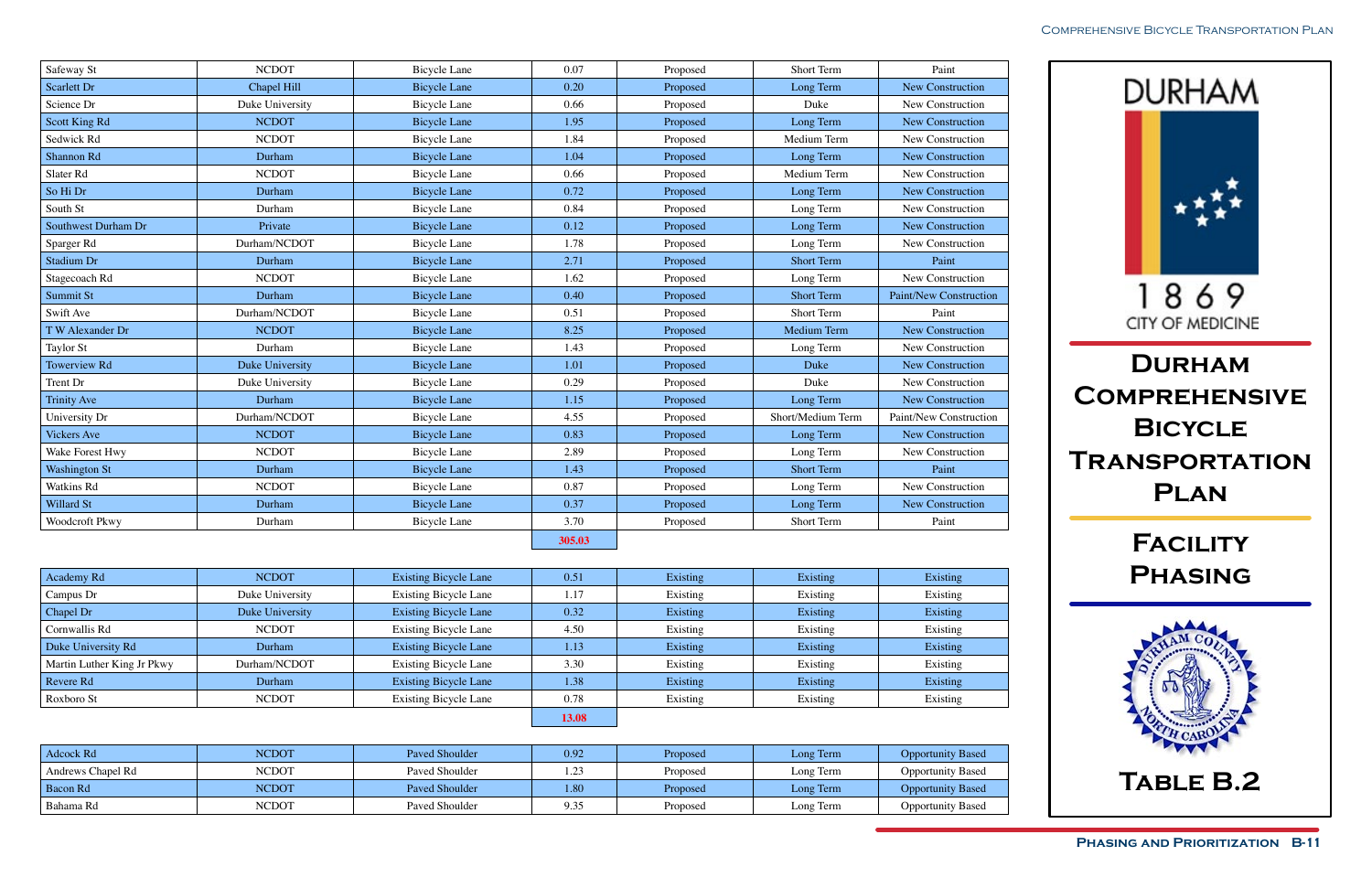# Durham Comprehensive Bicycle Transportation Plan

## Facility Phasing

### Table B.2

| Street | Jurisdiction | Facility Type | Length (mi) | Status | Phase | Method |
|---|---|---|---|---|---|---|
| Safeway St | NCDOT | Bicycle Lane | 0.07 | Proposed | Short Term | Paint |
| Scarlett Dr | Chapel Hill | Bicycle Lane | 0.20 | Proposed | Long Term | New Construction |
| Science Dr | Duke University | Bicycle Lane | 0.66 | Proposed | Duke | New Construction |
| Scott King Rd | NCDOT | Bicycle Lane | 1.95 | Proposed | Long Term | New Construction |
| Sedwick Rd | NCDOT | Bicycle Lane | 1.84 | Proposed | Medium Term | New Construction |
| Shannon Rd | Durham | Bicycle Lane | 1.04 | Proposed | Long Term | New Construction |
| Slater Rd | NCDOT | Bicycle Lane | 0.66 | Proposed | Medium Term | New Construction |
| So Hi Dr | Durham | Bicycle Lane | 0.72 | Proposed | Long Term | New Construction |
| South St | Durham | Bicycle Lane | 0.84 | Proposed | Long Term | New Construction |
| Southwest Durham Dr | Private | Bicycle Lane | 0.12 | Proposed | Long Term | New Construction |
| Sparger Rd | Durham/NCDOT | Bicycle Lane | 1.78 | Proposed | Long Term | New Construction |
| Stadium Dr | Durham | Bicycle Lane | 2.71 | Proposed | Short Term | Paint |
| Stagecoach Rd | NCDOT | Bicycle Lane | 1.62 | Proposed | Long Term | New Construction |
| Summit St | Durham | Bicycle Lane | 0.40 | Proposed | Short Term | Paint/New Construction |
| Swift Ave | Durham/NCDOT | Bicycle Lane | 0.51 | Proposed | Short Term | Paint |
| T W Alexander Dr | NCDOT | Bicycle Lane | 8.25 | Proposed | Medium Term | New Construction |
| Taylor St | Durham | Bicycle Lane | 1.43 | Proposed | Long Term | New Construction |
| Towerview Rd | Duke University | Bicycle Lane | 1.01 | Proposed | Duke | New Construction |
| Trent Dr | Duke University | Bicycle Lane | 0.29 | Proposed | Duke | New Construction |
| Trinity Ave | Durham | Bicycle Lane | 1.15 | Proposed | Long Term | New Construction |
| University Dr | Durham/NCDOT | Bicycle Lane | 4.55 | Proposed | Short/Medium Term | Paint/New Construction |
| Vickers Ave | NCDOT | Bicycle Lane | 0.83 | Proposed | Long Term | New Construction |
| Wake Forest Hwy | NCDOT | Bicycle Lane | 2.89 | Proposed | Long Term | New Construction |
| Washington St | Durham | Bicycle Lane | 1.43 | Proposed | Short Term | Paint |
| Watkins Rd | NCDOT | Bicycle Lane | 0.87 | Proposed | Long Term | New Construction |
| Willard St | Durham | Bicycle Lane | 0.37 | Proposed | Long Term | New Construction |
| Woodcroft Pkwy | Durham | Bicycle Lane | 3.70 | Proposed | Short Term | Paint |
| | | | **305.03** | | | |

| Street | Jurisdiction | Facility Type | Length (mi) | Status | Phase | Method |
|---|---|---|---|---|---|---|
| Academy Rd | NCDOT | Existing Bicycle Lane | 0.51 | Existing | Existing | Existing |
| Campus Dr | Duke University | Existing Bicycle Lane | 1.17 | Existing | Existing | Existing |
| Chapel Dr | Duke University | Existing Bicycle Lane | 0.32 | Existing | Existing | Existing |
| Cornwallis Rd | NCDOT | Existing Bicycle Lane | 4.50 | Existing | Existing | Existing |
| Duke University Rd | Durham | Existing Bicycle Lane | 1.13 | Existing | Existing | Existing |
| Martin Luther King Jr Pkwy | Durham/NCDOT | Existing Bicycle Lane | 3.30 | Existing | Existing | Existing |
| Revere Rd | Durham | Existing Bicycle Lane | 1.38 | Existing | Existing | Existing |
| Roxboro St | NCDOT | Existing Bicycle Lane | 0.78 | Existing | Existing | Existing |
| | | | **13.08** | | | |

| Street | Jurisdiction | Facility Type | Length (mi) | Status | Phase | Method |
|---|---|---|---|---|---|---|
| Adcock Rd | NCDOT | Paved Shoulder | 0.92 | Proposed | Long Term | Opportunity Based |
| Andrews Chapel Rd | NCDOT | Paved Shoulder | 1.23 | Proposed | Long Term | Opportunity Based |
| Bacon Rd | NCDOT | Paved Shoulder | 1.80 | Proposed | Long Term | Opportunity Based |
| Bahama Rd | NCDOT | Paved Shoulder | 9.35 | Proposed | Long Term | Opportunity Based |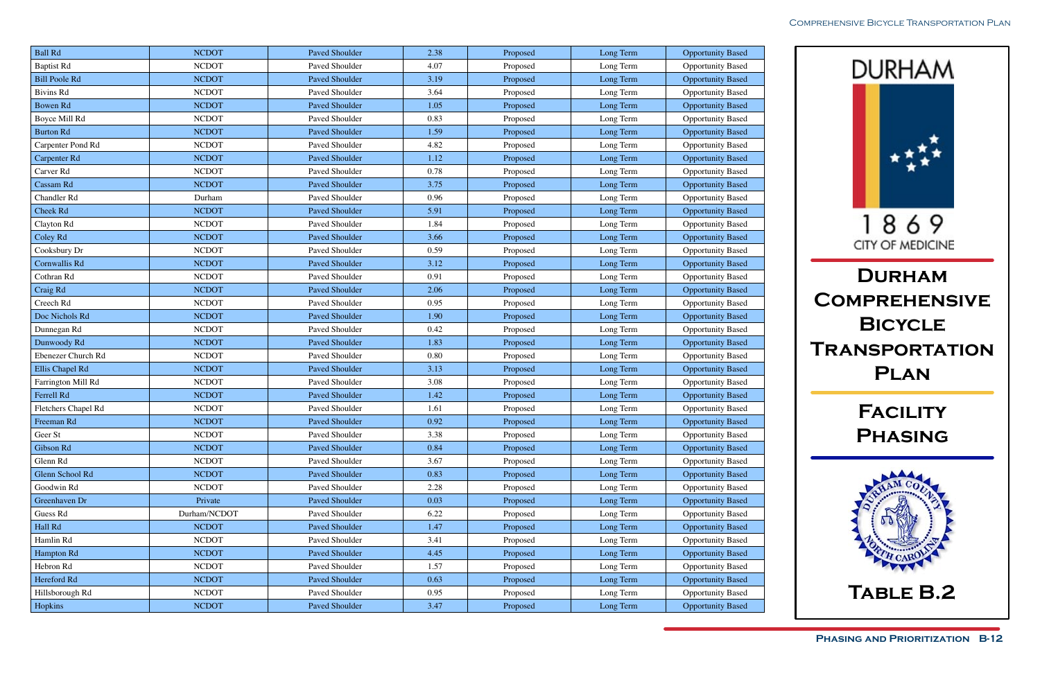| Ball Rd | NCDOT | Paved Shoulder | 2.38 | Proposed | Long Term | Opportunity Based |
|---|---|---|---|---|---|---|
| Baptist Rd | NCDOT | Paved Shoulder | 4.07 | Proposed | Long Term | Opportunity Based |
| Bill Poole Rd | NCDOT | Paved Shoulder | 3.19 | Proposed | Long Term | Opportunity Based |
| Bivins Rd | NCDOT | Paved Shoulder | 3.64 | Proposed | Long Term | Opportunity Based |
| Bowen Rd | NCDOT | Paved Shoulder | 1.05 | Proposed | Long Term | Opportunity Based |
| Boyce Mill Rd | NCDOT | Paved Shoulder | 0.83 | Proposed | Long Term | Opportunity Based |
| Burton Rd | NCDOT | Paved Shoulder | 1.59 | Proposed | Long Term | Opportunity Based |
| Carpenter Pond Rd | NCDOT | Paved Shoulder | 4.82 | Proposed | Long Term | Opportunity Based |
| Carpenter Rd | NCDOT | Paved Shoulder | 1.12 | Proposed | Long Term | Opportunity Based |
| Carver Rd | NCDOT | Paved Shoulder | 0.78 | Proposed | Long Term | Opportunity Based |
| Cassam Rd | NCDOT | Paved Shoulder | 3.75 | Proposed | Long Term | Opportunity Based |
| Chandler Rd | Durham | Paved Shoulder | 0.96 | Proposed | Long Term | Opportunity Based |
| Cheek Rd | NCDOT | Paved Shoulder | 5.91 | Proposed | Long Term | Opportunity Based |
| Clayton Rd | NCDOT | Paved Shoulder | 1.84 | Proposed | Long Term | Opportunity Based |
| Coley Rd | NCDOT | Paved Shoulder | 3.66 | Proposed | Long Term | Opportunity Based |
| Cooksbury Dr | NCDOT | Paved Shoulder | 0.59 | Proposed | Long Term | Opportunity Based |
| Cornwallis Rd | NCDOT | Paved Shoulder | 3.12 | Proposed | Long Term | Opportunity Based |
| Cothran Rd | NCDOT | Paved Shoulder | 0.91 | Proposed | Long Term | Opportunity Based |
| Craig Rd | NCDOT | Paved Shoulder | 2.06 | Proposed | Long Term | Opportunity Based |
| Creech Rd | NCDOT | Paved Shoulder | 0.95 | Proposed | Long Term | Opportunity Based |
| Doc Nichols Rd | NCDOT | Paved Shoulder | 1.90 | Proposed | Long Term | Opportunity Based |
| Dunnegan Rd | NCDOT | Paved Shoulder | 0.42 | Proposed | Long Term | Opportunity Based |
| Dunwoody Rd | NCDOT | Paved Shoulder | 1.83 | Proposed | Long Term | Opportunity Based |
| Ebenezer Church Rd | NCDOT | Paved Shoulder | 0.80 | Proposed | Long Term | Opportunity Based |
| Ellis Chapel Rd | NCDOT | Paved Shoulder | 3.13 | Proposed | Long Term | Opportunity Based |
| Farrington Mill Rd | NCDOT | Paved Shoulder | 3.08 | Proposed | Long Term | Opportunity Based |
| Ferrell Rd | NCDOT | Paved Shoulder | 1.42 | Proposed | Long Term | Opportunity Based |
| Fletchers Chapel Rd | NCDOT | Paved Shoulder | 1.61 | Proposed | Long Term | Opportunity Based |
| Freeman Rd | NCDOT | Paved Shoulder | 0.92 | Proposed | Long Term | Opportunity Based |
| Geer St | NCDOT | Paved Shoulder | 3.38 | Proposed | Long Term | Opportunity Based |
| Gibson Rd | NCDOT | Paved Shoulder | 0.84 | Proposed | Long Term | Opportunity Based |
| Glenn Rd | NCDOT | Paved Shoulder | 3.67 | Proposed | Long Term | Opportunity Based |
| Glenn School Rd | NCDOT | Paved Shoulder | 0.83 | Proposed | Long Term | Opportunity Based |
| Goodwin Rd | NCDOT | Paved Shoulder | 2.28 | Proposed | Long Term | Opportunity Based |
| Greenhaven Dr | Private | Paved Shoulder | 0.03 | Proposed | Long Term | Opportunity Based |
| Guess Rd | Durham/NCDOT | Paved Shoulder | 6.22 | Proposed | Long Term | Opportunity Based |
| Hall Rd | NCDOT | Paved Shoulder | 1.47 | Proposed | Long Term | Opportunity Based |
| Hamlin Rd | NCDOT | Paved Shoulder | 3.41 | Proposed | Long Term | Opportunity Based |
| Hampton Rd | NCDOT | Paved Shoulder | 4.45 | Proposed | Long Term | Opportunity Based |
| Hebron Rd | NCDOT | Paved Shoulder | 1.57 | Proposed | Long Term | Opportunity Based |
| Hereford Rd | NCDOT | Paved Shoulder | 0.63 | Proposed | Long Term | Opportunity Based |
| Hillsborough Rd | NCDOT | Paved Shoulder | 0.95 | Proposed | Long Term | Opportunity Based |
| Hopkins | NCDOT | Paved Shoulder | 3.47 | Proposed | Long Term | Opportunity Based |

DURHAM

1869

CITY OF MEDICINE

# Durham Comprehensive Bicycle Transportation Plan

## Facility Phasing

## Table B.2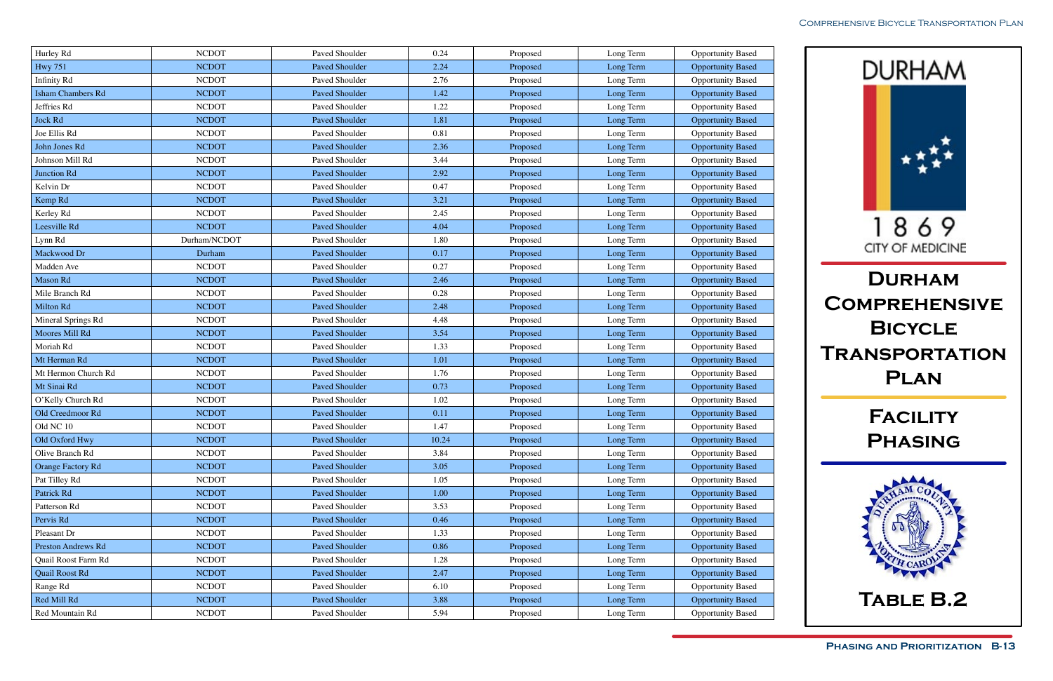| Hurley Rd | NCDOT | Paved Shoulder | 0.24 | Proposed | Long Term | Opportunity Based |
|---|---|---|---|---|---|---|
| Hwy 751 | NCDOT | Paved Shoulder | 2.24 | Proposed | Long Term | Opportunity Based |
| Infinity Rd | NCDOT | Paved Shoulder | 2.76 | Proposed | Long Term | Opportunity Based |
| Isham Chambers Rd | NCDOT | Paved Shoulder | 1.42 | Proposed | Long Term | Opportunity Based |
| Jeffries Rd | NCDOT | Paved Shoulder | 1.22 | Proposed | Long Term | Opportunity Based |
| Jock Rd | NCDOT | Paved Shoulder | 1.81 | Proposed | Long Term | Opportunity Based |
| Joe Ellis Rd | NCDOT | Paved Shoulder | 0.81 | Proposed | Long Term | Opportunity Based |
| John Jones Rd | NCDOT | Paved Shoulder | 2.36 | Proposed | Long Term | Opportunity Based |
| Johnson Mill Rd | NCDOT | Paved Shoulder | 3.44 | Proposed | Long Term | Opportunity Based |
| Junction Rd | NCDOT | Paved Shoulder | 2.92 | Proposed | Long Term | Opportunity Based |
| Kelvin Dr | NCDOT | Paved Shoulder | 0.47 | Proposed | Long Term | Opportunity Based |
| Kemp Rd | NCDOT | Paved Shoulder | 3.21 | Proposed | Long Term | Opportunity Based |
| Kerley Rd | NCDOT | Paved Shoulder | 2.45 | Proposed | Long Term | Opportunity Based |
| Leesville Rd | NCDOT | Paved Shoulder | 4.04 | Proposed | Long Term | Opportunity Based |
| Lynn Rd | Durham/NCDOT | Paved Shoulder | 1.80 | Proposed | Long Term | Opportunity Based |
| Mackwood Dr | Durham | Paved Shoulder | 0.17 | Proposed | Long Term | Opportunity Based |
| Madden Ave | NCDOT | Paved Shoulder | 0.27 | Proposed | Long Term | Opportunity Based |
| Mason Rd | NCDOT | Paved Shoulder | 2.46 | Proposed | Long Term | Opportunity Based |
| Mile Branch Rd | NCDOT | Paved Shoulder | 0.28 | Proposed | Long Term | Opportunity Based |
| Milton Rd | NCDOT | Paved Shoulder | 2.48 | Proposed | Long Term | Opportunity Based |
| Mineral Springs Rd | NCDOT | Paved Shoulder | 4.48 | Proposed | Long Term | Opportunity Based |
| Moores Mill Rd | NCDOT | Paved Shoulder | 3.54 | Proposed | Long Term | Opportunity Based |
| Moriah Rd | NCDOT | Paved Shoulder | 1.33 | Proposed | Long Term | Opportunity Based |
| Mt Herman Rd | NCDOT | Paved Shoulder | 1.01 | Proposed | Long Term | Opportunity Based |
| Mt Hermon Church Rd | NCDOT | Paved Shoulder | 1.76 | Proposed | Long Term | Opportunity Based |
| Mt Sinai Rd | NCDOT | Paved Shoulder | 0.73 | Proposed | Long Term | Opportunity Based |
| O'Kelly Church Rd | NCDOT | Paved Shoulder | 1.02 | Proposed | Long Term | Opportunity Based |
| Old Creedmoor Rd | NCDOT | Paved Shoulder | 0.11 | Proposed | Long Term | Opportunity Based |
| Old NC 10 | NCDOT | Paved Shoulder | 1.47 | Proposed | Long Term | Opportunity Based |
| Old Oxford Hwy | NCDOT | Paved Shoulder | 10.24 | Proposed | Long Term | Opportunity Based |
| Olive Branch Rd | NCDOT | Paved Shoulder | 3.84 | Proposed | Long Term | Opportunity Based |
| Orange Factory Rd | NCDOT | Paved Shoulder | 3.05 | Proposed | Long Term | Opportunity Based |
| Pat Tilley Rd | NCDOT | Paved Shoulder | 1.05 | Proposed | Long Term | Opportunity Based |
| Patrick Rd | NCDOT | Paved Shoulder | 1.00 | Proposed | Long Term | Opportunity Based |
| Patterson Rd | NCDOT | Paved Shoulder | 3.53 | Proposed | Long Term | Opportunity Based |
| Pervis Rd | NCDOT | Paved Shoulder | 0.46 | Proposed | Long Term | Opportunity Based |
| Pleasant Dr | NCDOT | Paved Shoulder | 1.33 | Proposed | Long Term | Opportunity Based |
| Preston Andrews Rd | NCDOT | Paved Shoulder | 0.86 | Proposed | Long Term | Opportunity Based |
| Quail Roost Farm Rd | NCDOT | Paved Shoulder | 1.28 | Proposed | Long Term | Opportunity Based |
| Quail Roost Rd | NCDOT | Paved Shoulder | 2.47 | Proposed | Long Term | Opportunity Based |
| Range Rd | NCDOT | Paved Shoulder | 6.10 | Proposed | Long Term | Opportunity Based |
| Red Mill Rd | NCDOT | Paved Shoulder | 3.88 | Proposed | Long Term | Opportunity Based |
| Red Mountain Rd | NCDOT | Paved Shoulder | 5.94 | Proposed | Long Term | Opportunity Based |

DURHAM
1869
CITY OF MEDICINE

**Durham Comprehensive Bicycle Transportation Plan**

**Facility Phasing**

**Table B.2**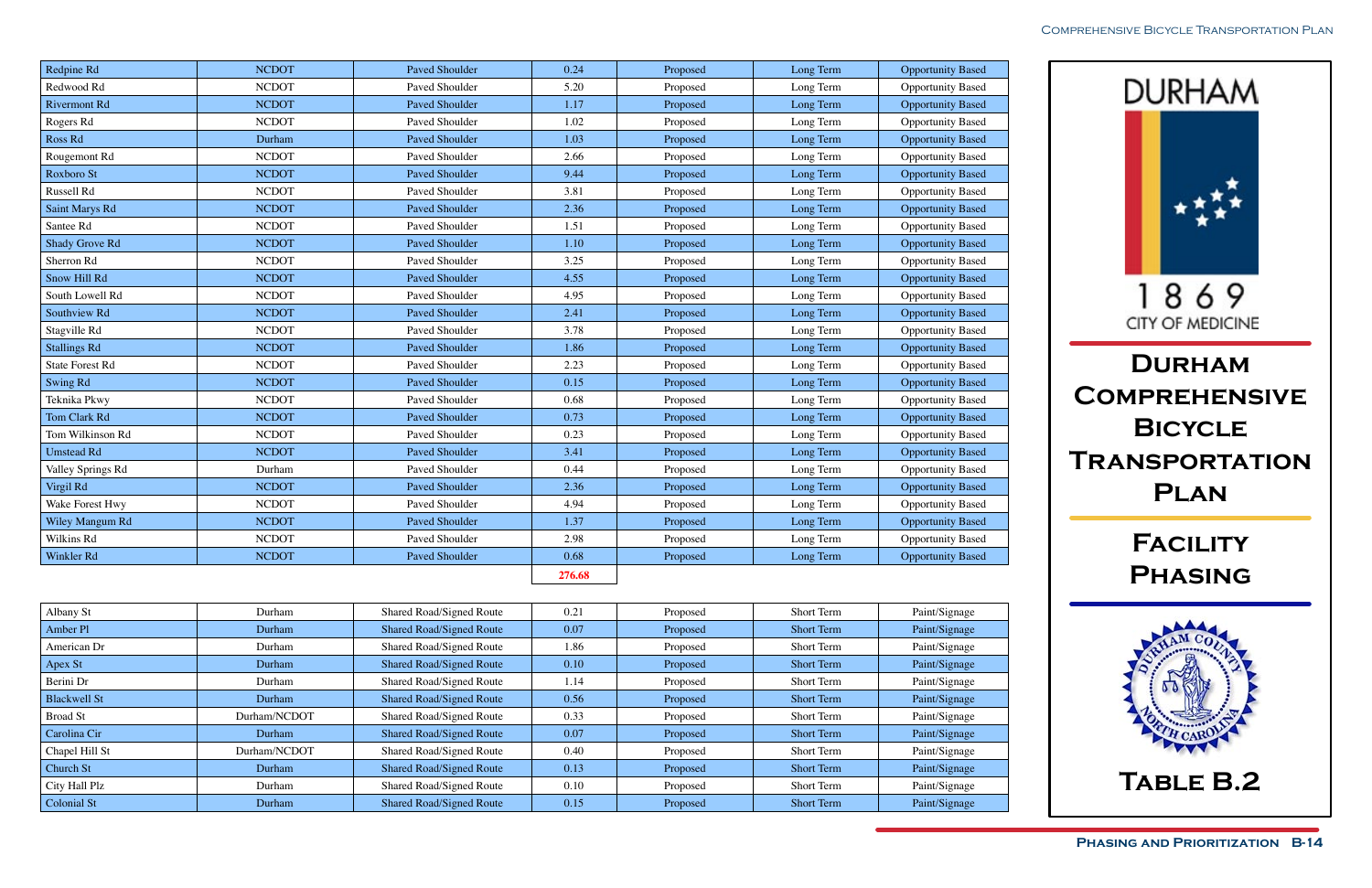| | | | | | | |
|---|---|---|---|---|---|---|
| Redpine Rd | NCDOT | Paved Shoulder | 0.24 | Proposed | Long Term | Opportunity Based |
| Redwood Rd | NCDOT | Paved Shoulder | 5.20 | Proposed | Long Term | Opportunity Based |
| Rivermont Rd | NCDOT | Paved Shoulder | 1.17 | Proposed | Long Term | Opportunity Based |
| Rogers Rd | NCDOT | Paved Shoulder | 1.02 | Proposed | Long Term | Opportunity Based |
| Ross Rd | Durham | Paved Shoulder | 1.03 | Proposed | Long Term | Opportunity Based |
| Rougemont Rd | NCDOT | Paved Shoulder | 2.66 | Proposed | Long Term | Opportunity Based |
| Roxboro St | NCDOT | Paved Shoulder | 9.44 | Proposed | Long Term | Opportunity Based |
| Russell Rd | NCDOT | Paved Shoulder | 3.81 | Proposed | Long Term | Opportunity Based |
| Saint Marys Rd | NCDOT | Paved Shoulder | 2.36 | Proposed | Long Term | Opportunity Based |
| Santee Rd | NCDOT | Paved Shoulder | 1.51 | Proposed | Long Term | Opportunity Based |
| Shady Grove Rd | NCDOT | Paved Shoulder | 1.10 | Proposed | Long Term | Opportunity Based |
| Sherron Rd | NCDOT | Paved Shoulder | 3.25 | Proposed | Long Term | Opportunity Based |
| Snow Hill Rd | NCDOT | Paved Shoulder | 4.55 | Proposed | Long Term | Opportunity Based |
| South Lowell Rd | NCDOT | Paved Shoulder | 4.95 | Proposed | Long Term | Opportunity Based |
| Southview Rd | NCDOT | Paved Shoulder | 2.41 | Proposed | Long Term | Opportunity Based |
| Stagville Rd | NCDOT | Paved Shoulder | 3.78 | Proposed | Long Term | Opportunity Based |
| Stallings Rd | NCDOT | Paved Shoulder | 1.86 | Proposed | Long Term | Opportunity Based |
| State Forest Rd | NCDOT | Paved Shoulder | 2.23 | Proposed | Long Term | Opportunity Based |
| Swing Rd | NCDOT | Paved Shoulder | 0.15 | Proposed | Long Term | Opportunity Based |
| Teknika Pkwy | NCDOT | Paved Shoulder | 0.68 | Proposed | Long Term | Opportunity Based |
| Tom Clark Rd | NCDOT | Paved Shoulder | 0.73 | Proposed | Long Term | Opportunity Based |
| Tom Wilkinson Rd | NCDOT | Paved Shoulder | 0.23 | Proposed | Long Term | Opportunity Based |
| Umstead Rd | NCDOT | Paved Shoulder | 3.41 | Proposed | Long Term | Opportunity Based |
| Valley Springs Rd | Durham | Paved Shoulder | 0.44 | Proposed | Long Term | Opportunity Based |
| Virgil Rd | NCDOT | Paved Shoulder | 2.36 | Proposed | Long Term | Opportunity Based |
| Wake Forest Hwy | NCDOT | Paved Shoulder | 4.94 | Proposed | Long Term | Opportunity Based |
| Wiley Mangum Rd | NCDOT | Paved Shoulder | 1.37 | Proposed | Long Term | Opportunity Based |
| Wilkins Rd | NCDOT | Paved Shoulder | 2.98 | Proposed | Long Term | Opportunity Based |
| Winkler Rd | NCDOT | Paved Shoulder | 0.68 | Proposed | Long Term | Opportunity Based |
| | | | 276.68 | | | |

| | | | | | | |
|---|---|---|---|---|---|---|
| Albany St | Durham | Shared Road/Signed Route | 0.21 | Proposed | Short Term | Paint/Signage |
| Amber Pl | Durham | Shared Road/Signed Route | 0.07 | Proposed | Short Term | Paint/Signage |
| American Dr | Durham | Shared Road/Signed Route | 1.86 | Proposed | Short Term | Paint/Signage |
| Apex St | Durham | Shared Road/Signed Route | 0.10 | Proposed | Short Term | Paint/Signage |
| Berini Dr | Durham | Shared Road/Signed Route | 1.14 | Proposed | Short Term | Paint/Signage |
| Blackwell St | Durham | Shared Road/Signed Route | 0.56 | Proposed | Short Term | Paint/Signage |
| Broad St | Durham/NCDOT | Shared Road/Signed Route | 0.33 | Proposed | Short Term | Paint/Signage |
| Carolina Cir | Durham | Shared Road/Signed Route | 0.07 | Proposed | Short Term | Paint/Signage |
| Chapel Hill St | Durham/NCDOT | Shared Road/Signed Route | 0.40 | Proposed | Short Term | Paint/Signage |
| Church St | Durham | Shared Road/Signed Route | 0.13 | Proposed | Short Term | Paint/Signage |
| City Hall Plz | Durham | Shared Road/Signed Route | 0.10 | Proposed | Short Term | Paint/Signage |
| Colonial St | Durham | Shared Road/Signed Route | 0.15 | Proposed | Short Term | Paint/Signage |

DURHAM
1869
CITY OF MEDICINE

# Durham Comprehensive Bicycle Transportation Plan

## Facility Phasing

## Table B.2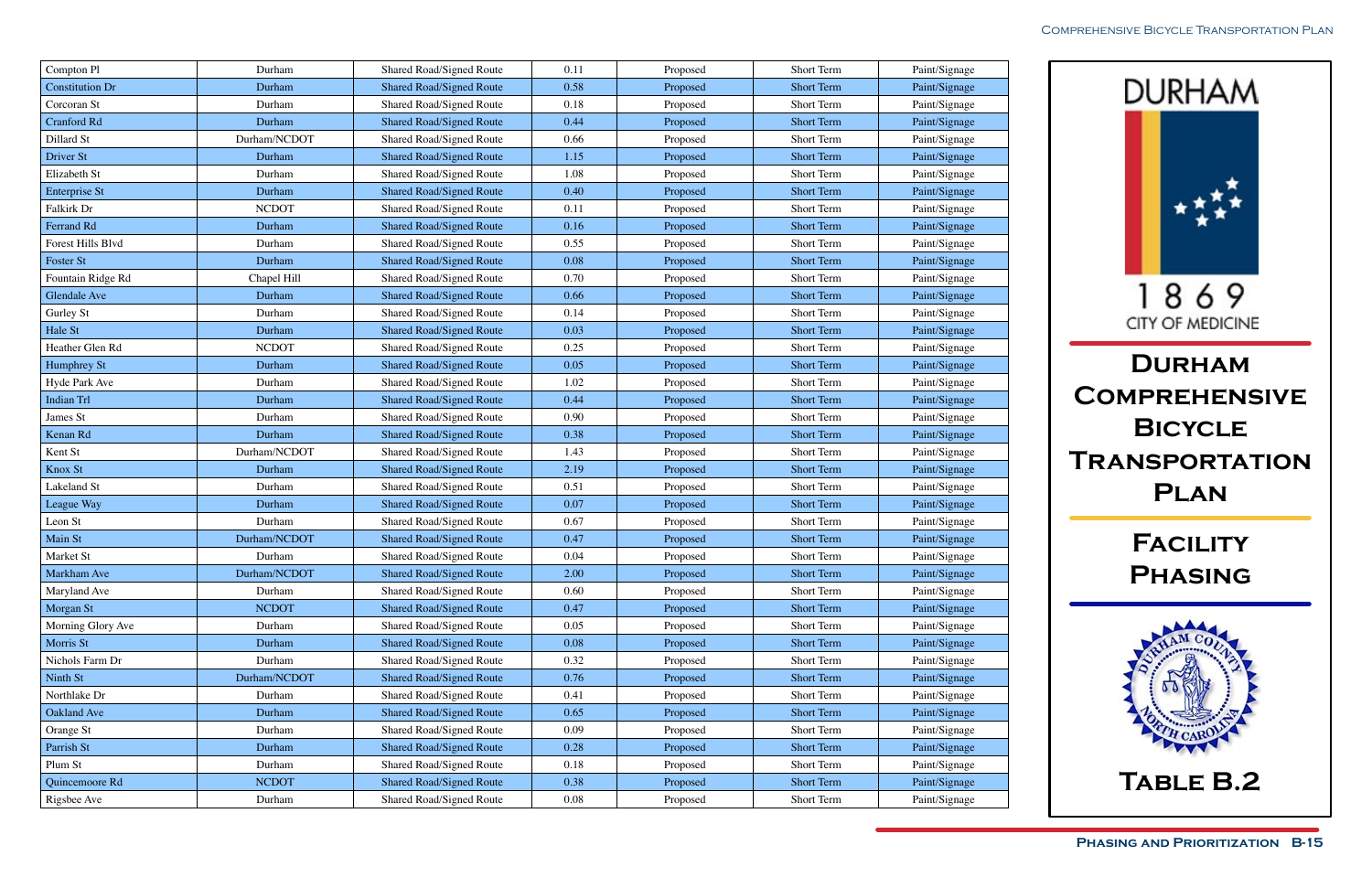| Compton Pl | Durham | Shared Road/Signed Route | 0.11 | Proposed | Short Term | Paint/Signage |
|---|---|---|---|---|---|---|
| Constitution Dr | Durham | Shared Road/Signed Route | 0.58 | Proposed | Short Term | Paint/Signage |
| Corcoran St | Durham | Shared Road/Signed Route | 0.18 | Proposed | Short Term | Paint/Signage |
| Cranford Rd | Durham | Shared Road/Signed Route | 0.44 | Proposed | Short Term | Paint/Signage |
| Dillard St | Durham/NCDOT | Shared Road/Signed Route | 0.66 | Proposed | Short Term | Paint/Signage |
| Driver St | Durham | Shared Road/Signed Route | 1.15 | Proposed | Short Term | Paint/Signage |
| Elizabeth St | Durham | Shared Road/Signed Route | 1.08 | Proposed | Short Term | Paint/Signage |
| Enterprise St | Durham | Shared Road/Signed Route | 0.40 | Proposed | Short Term | Paint/Signage |
| Falkirk Dr | NCDOT | Shared Road/Signed Route | 0.11 | Proposed | Short Term | Paint/Signage |
| Ferrand Rd | Durham | Shared Road/Signed Route | 0.16 | Proposed | Short Term | Paint/Signage |
| Forest Hills Blvd | Durham | Shared Road/Signed Route | 0.55 | Proposed | Short Term | Paint/Signage |
| Foster St | Durham | Shared Road/Signed Route | 0.08 | Proposed | Short Term | Paint/Signage |
| Fountain Ridge Rd | Chapel Hill | Shared Road/Signed Route | 0.70 | Proposed | Short Term | Paint/Signage |
| Glendale Ave | Durham | Shared Road/Signed Route | 0.66 | Proposed | Short Term | Paint/Signage |
| Gurley St | Durham | Shared Road/Signed Route | 0.14 | Proposed | Short Term | Paint/Signage |
| Hale St | Durham | Shared Road/Signed Route | 0.03 | Proposed | Short Term | Paint/Signage |
| Heather Glen Rd | NCDOT | Shared Road/Signed Route | 0.25 | Proposed | Short Term | Paint/Signage |
| Humphrey St | Durham | Shared Road/Signed Route | 0.05 | Proposed | Short Term | Paint/Signage |
| Hyde Park Ave | Durham | Shared Road/Signed Route | 1.02 | Proposed | Short Term | Paint/Signage |
| Indian Trl | Durham | Shared Road/Signed Route | 0.44 | Proposed | Short Term | Paint/Signage |
| James St | Durham | Shared Road/Signed Route | 0.90 | Proposed | Short Term | Paint/Signage |
| Kenan Rd | Durham | Shared Road/Signed Route | 0.38 | Proposed | Short Term | Paint/Signage |
| Kent St | Durham/NCDOT | Shared Road/Signed Route | 1.43 | Proposed | Short Term | Paint/Signage |
| Knox St | Durham | Shared Road/Signed Route | 2.19 | Proposed | Short Term | Paint/Signage |
| Lakeland St | Durham | Shared Road/Signed Route | 0.51 | Proposed | Short Term | Paint/Signage |
| League Way | Durham | Shared Road/Signed Route | 0.07 | Proposed | Short Term | Paint/Signage |
| Leon St | Durham | Shared Road/Signed Route | 0.67 | Proposed | Short Term | Paint/Signage |
| Main St | Durham/NCDOT | Shared Road/Signed Route | 0.47 | Proposed | Short Term | Paint/Signage |
| Market St | Durham | Shared Road/Signed Route | 0.04 | Proposed | Short Term | Paint/Signage |
| Markham Ave | Durham/NCDOT | Shared Road/Signed Route | 2.00 | Proposed | Short Term | Paint/Signage |
| Maryland Ave | Durham | Shared Road/Signed Route | 0.60 | Proposed | Short Term | Paint/Signage |
| Morgan St | NCDOT | Shared Road/Signed Route | 0.47 | Proposed | Short Term | Paint/Signage |
| Morning Glory Ave | Durham | Shared Road/Signed Route | 0.05 | Proposed | Short Term | Paint/Signage |
| Morris St | Durham | Shared Road/Signed Route | 0.08 | Proposed | Short Term | Paint/Signage |
| Nichols Farm Dr | Durham | Shared Road/Signed Route | 0.32 | Proposed | Short Term | Paint/Signage |
| Ninth St | Durham/NCDOT | Shared Road/Signed Route | 0.76 | Proposed | Short Term | Paint/Signage |
| Northlake Dr | Durham | Shared Road/Signed Route | 0.41 | Proposed | Short Term | Paint/Signage |
| Oakland Ave | Durham | Shared Road/Signed Route | 0.65 | Proposed | Short Term | Paint/Signage |
| Orange St | Durham | Shared Road/Signed Route | 0.09 | Proposed | Short Term | Paint/Signage |
| Parrish St | Durham | Shared Road/Signed Route | 0.28 | Proposed | Short Term | Paint/Signage |
| Plum St | Durham | Shared Road/Signed Route | 0.18 | Proposed | Short Term | Paint/Signage |
| Quincemoore Rd | NCDOT | Shared Road/Signed Route | 0.38 | Proposed | Short Term | Paint/Signage |
| Rigsbee Ave | Durham | Shared Road/Signed Route | 0.08 | Proposed | Short Term | Paint/Signage |

DURHAM

1869

CITY OF MEDICINE

# Durham Comprehensive Bicycle Transportation Plan

## Facility Phasing

## Table B.2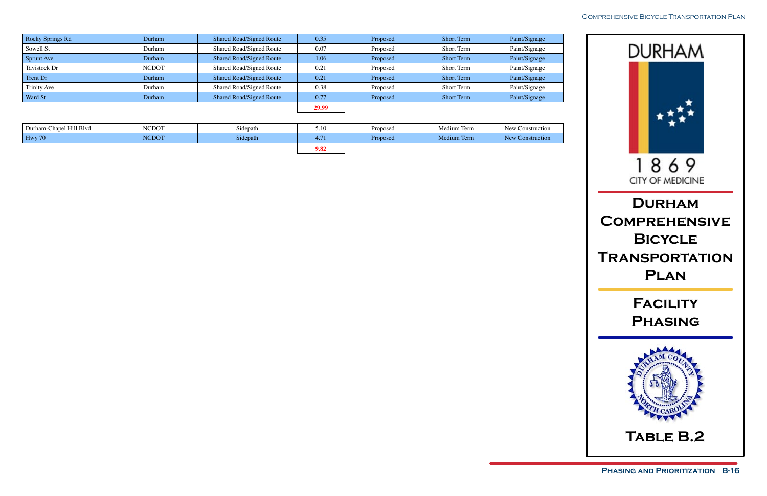| | | | | | | |
|---|---|---|---|---|---|---|
| Rocky Springs Rd | Durham | Shared Road/Signed Route | 0.35 | Proposed | Short Term | Paint/Signage |
| Sowell St | Durham | Shared Road/Signed Route | 0.07 | Proposed | Short Term | Paint/Signage |
| Sprunt Ave | Durham | Shared Road/Signed Route | 1.06 | Proposed | Short Term | Paint/Signage |
| Tavistock Dr | NCDOT | Shared Road/Signed Route | 0.21 | Proposed | Short Term | Paint/Signage |
| Trent Dr | Durham | Shared Road/Signed Route | 0.21 | Proposed | Short Term | Paint/Signage |
| Trinity Ave | Durham | Shared Road/Signed Route | 0.38 | Proposed | Short Term | Paint/Signage |
| Ward St | Durham | Shared Road/Signed Route | 0.77 | Proposed | Short Term | Paint/Signage |
| | | | **29.99** | | | |

| | | | | | | |
|---|---|---|---|---|---|---|
| Durham-Chapel Hill Blvd | NCDOT | Sidepath | 5.10 | Proposed | Medium Term | New Construction |
| Hwy 70 | NCDOT | Sidepath | 4.71 | Proposed | Medium Term | New Construction |
| | | | **9.82** | | | |

DURHAM

1869

CITY OF MEDICINE

# Durham Comprehensive Bicycle Transportation Plan

## Facility Phasing

DURHAM COUNTY NORTH CAROLINA

## Table B.2